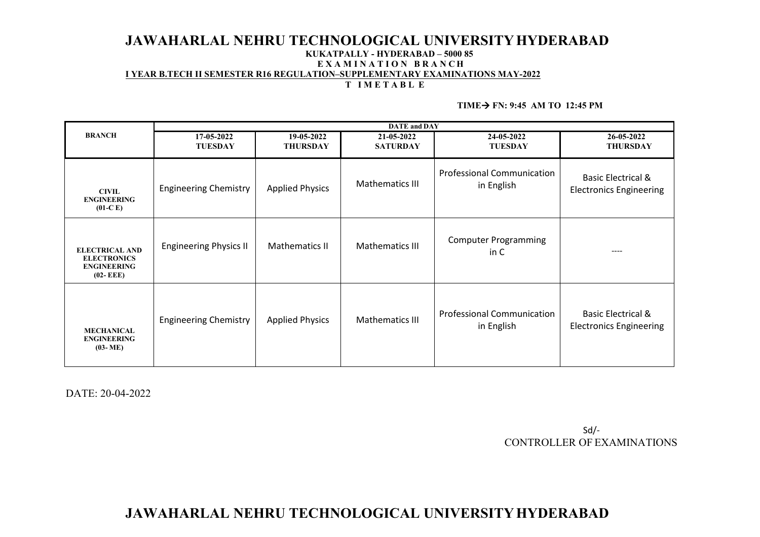# JAWAHARLAL NEHRU TECHNOLOGICAL UNIVERSITY HYDERABAD

**KUKATPALLY - HYDERABAD – 5000 85**

**E X A M I N A T I O N B R A N C H**

**I YEAR B.TECH II SEMESTER R16 REGULATION–SUPPLEMENTARY EXAMINATIONS MAY-2022**

**T I M E T A B L E**

**TIME→ FN: 9:45 AM TO 12:45 PM**

| BRANCH | DATE and DAY | | | | |
|---|---|---|---|---|---|
| | 17-05-2022 TUESDAY | 19-05-2022 THURSDAY | 21-05-2022 SATURDAY | 24-05-2022 TUESDAY | 26-05-2022 THURSDAY |
| CIVIL ENGINEERING (01-C E) | Engineering Chemistry | Applied Physics | Mathematics III | Professional Communication in English | Basic Electrical & Electronics Engineering |
| ELECTRICAL AND ELECTRONICS ENGINEERING (02- EEE) | Engineering Physics II | Mathematics II | Mathematics III | Computer Programming in C | ---- |
| MECHANICAL ENGINEERING (03- ME) | Engineering Chemistry | Applied Physics | Mathematics III | Professional Communication in English | Basic Electrical & Electronics Engineering |

DATE: 20-04-2022

Sd/-
CONTROLLER OF EXAMINATIONS

# JAWAHARLAL NEHRU TECHNOLOGICAL UNIVERSITY HYDERABAD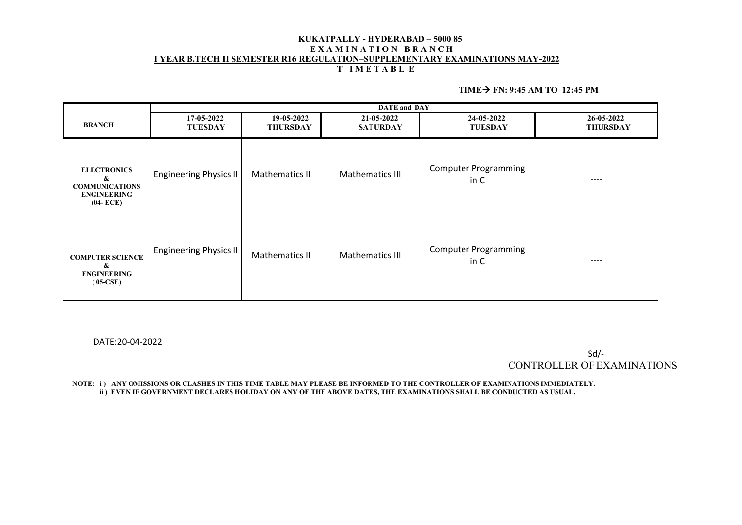**KUKATPALLY - HYDERABAD – 5000 85**

**E X A M I N A T I O N B R A N C H**

**I YEAR B.TECH II SEMESTER R16 REGULATION–SUPPLEMENTARY EXAMINATIONS MAY-2022**

**T I M E T A B L E**

**TIME→ FN: 9:45 AM TO 12:45 PM**

| BRANCH | DATE and DAY | | | | |
|---|---|---|---|---|---|
| | **17-05-2022 TUESDAY** | **19-05-2022 THURSDAY** | **21-05-2022 SATURDAY** | **24-05-2022 TUESDAY** | **26-05-2022 THURSDAY** |
| **ELECTRONICS & COMMUNICATIONS ENGINEERING (04- ECE)** | Engineering Physics II | Mathematics II | Mathematics III | Computer Programming in C | ---- |
| **COMPUTER SCIENCE & ENGINEERING ( 05-CSE)** | Engineering Physics II | Mathematics II | Mathematics III | Computer Programming in C | ---- |

DATE:20-04-2022

Sd/-
CONTROLLER OF EXAMINATIONS

**NOTE: i ) ANY OMISSIONS OR CLASHES IN THIS TIME TABLE MAY PLEASE BE INFORMED TO THE CONTROLLER OF EXAMINATIONS IMMEDIATELY.**
**ii ) EVEN IF GOVERNMENT DECLARES HOLIDAY ON ANY OF THE ABOVE DATES, THE EXAMINATIONS SHALL BE CONDUCTED AS USUAL.**